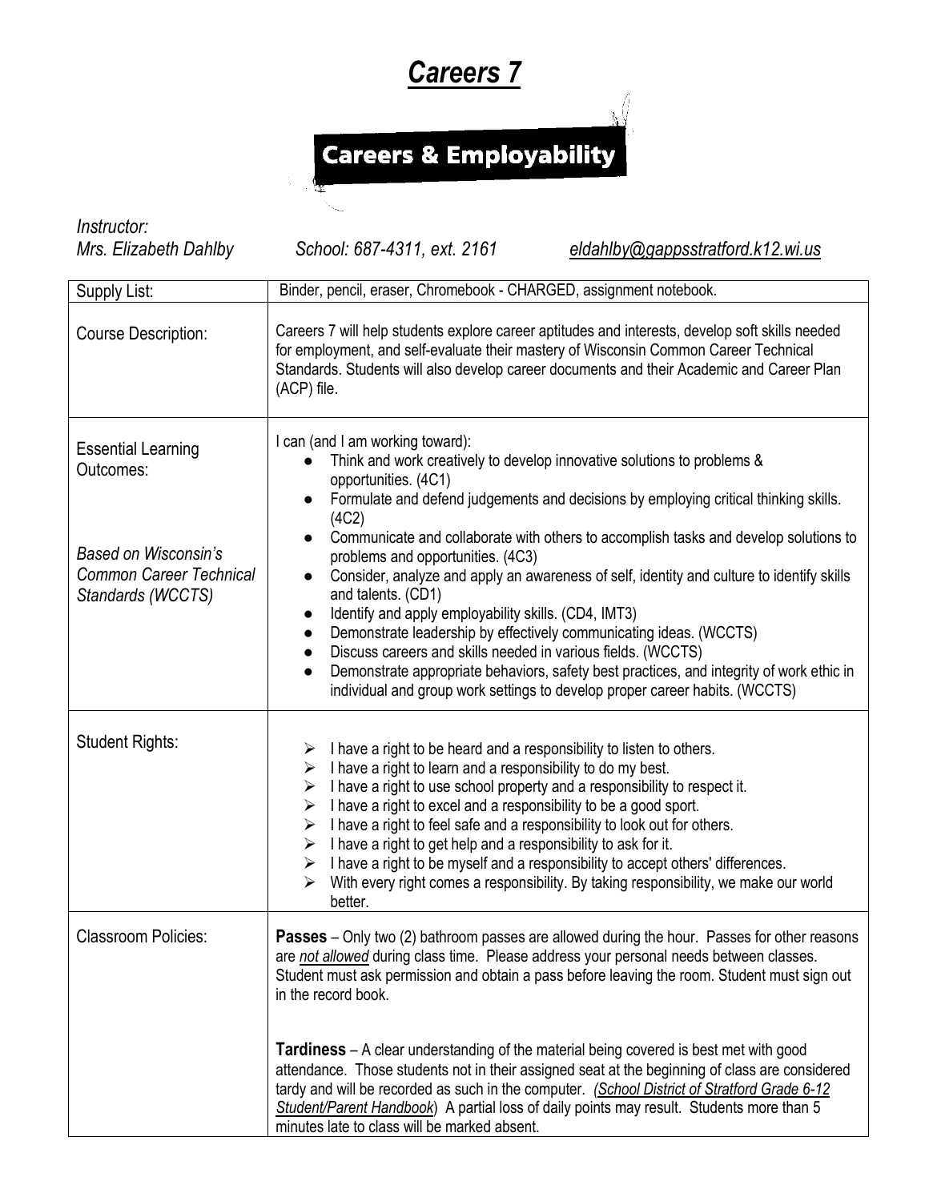# ***Careers 7***

## Careers & Employability

*Instructor:*
*Mrs. Elizabeth Dahlby* *School: 687-4311, ext. 2161* *eldahlby@gappsstratford.k12.wi.us*

| | |
|---|---|
| Supply List: | Binder, pencil, eraser, Chromebook - CHARGED, assignment notebook. |
| Course Description: | Careers 7 will help students explore career aptitudes and interests, develop soft skills needed for employment, and self-evaluate their mastery of Wisconsin Common Career Technical Standards. Students will also develop career documents and their Academic and Career Plan (ACP) file. |
| Essential Learning Outcomes:<br><br>*Based on Wisconsin's Common Career Technical Standards (WCCTS)* | I can (and I am working toward):<br>● Think and work creatively to develop innovative solutions to problems & opportunities. (4C1)<br>● Formulate and defend judgements and decisions by employing critical thinking skills. (4C2)<br>● Communicate and collaborate with others to accomplish tasks and develop solutions to problems and opportunities. (4C3)<br>● Consider, analyze and apply an awareness of self, identity and culture to identify skills and talents. (CD1)<br>● Identify and apply employability skills. (CD4, IMT3)<br>● Demonstrate leadership by effectively communicating ideas. (WCCTS)<br>● Discuss careers and skills needed in various fields. (WCCTS)<br>● Demonstrate appropriate behaviors, safety best practices, and integrity of work ethic in individual and group work settings to develop proper career habits. (WCCTS) |
| Student Rights: | ➢ I have a right to be heard and a responsibility to listen to others.<br>➢ I have a right to learn and a responsibility to do my best.<br>➢ I have a right to use school property and a responsibility to respect it.<br>➢ I have a right to excel and a responsibility to be a good sport.<br>➢ I have a right to feel safe and a responsibility to look out for others.<br>➢ I have a right to get help and a responsibility to ask for it.<br>➢ I have a right to be myself and a responsibility to accept others' differences.<br>➢ With every right comes a responsibility. By taking responsibility, we make our world better. |
| Classroom Policies: | **Passes** – Only two (2) bathroom passes are allowed during the hour. Passes for other reasons are ***not allowed*** during class time. Please address your personal needs between classes. Student must ask permission and obtain a pass before leaving the room. Student must sign out in the record book.<br><br>**Tardiness** – A clear understanding of the material being covered is best met with good attendance. Those students not in their assigned seat at the beginning of class are considered tardy and will be recorded as such in the computer. ***(School District of Stratford Grade 6-12 Student/Parent Handbook)*** A partial loss of daily points may result. Students more than 5 minutes late to class will be marked absent. |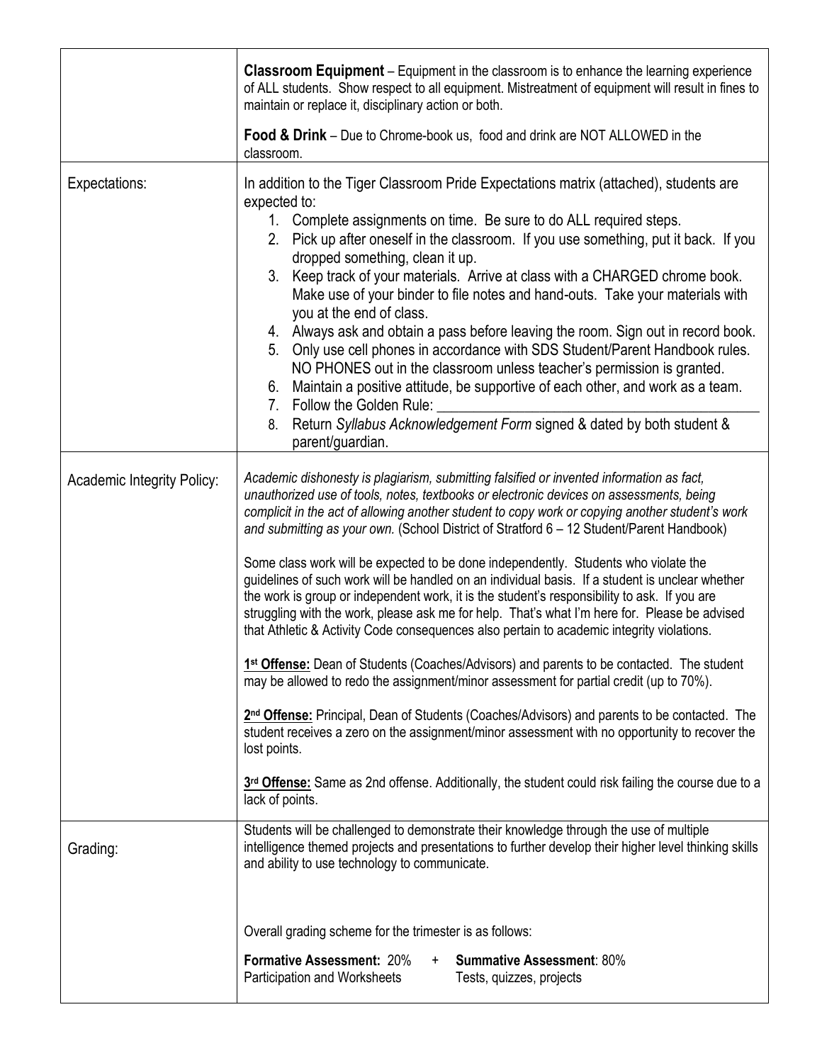| | |
|---|---|
| | **Classroom Equipment** – Equipment in the classroom is to enhance the learning experience of ALL students. Show respect to all equipment. Mistreatment of equipment will result in fines to maintain or replace it, disciplinary action or both.<br><br>**Food & Drink** – Due to Chrome-book us, food and drink are NOT ALLOWED in the classroom. |
| Expectations: | In addition to the Tiger Classroom Pride Expectations matrix (attached), students are expected to:<br>1. Complete assignments on time. Be sure to do ALL required steps.<br>2. Pick up after oneself in the classroom. If you use something, put it back. If you dropped something, clean it up.<br>3. Keep track of your materials. Arrive at class with a CHARGED chrome book. Make use of your binder to file notes and hand-outs. Take your materials with you at the end of class.<br>4. Always ask and obtain a pass before leaving the room. Sign out in record book.<br>5. Only use cell phones in accordance with SDS Student/Parent Handbook rules. NO PHONES out in the classroom unless teacher's permission is granted.<br>6. Maintain a positive attitude, be supportive of each other, and work as a team.<br>7. Follow the Golden Rule: ____________________________________________<br>8. Return *Syllabus Acknowledgement Form* signed & dated by both student & parent/guardian. |
| Academic Integrity Policy: | *Academic dishonesty is plagiarism, submitting falsified or invented information as fact, unauthorized use of tools, notes, textbooks or electronic devices on assessments, being complicit in the act of allowing another student to copy work or copying another student's work and submitting as your own.* (School District of Stratford 6 – 12 Student/Parent Handbook)<br><br>Some class work will be expected to be done independently. Students who violate the guidelines of such work will be handled on an individual basis. If a student is unclear whether the work is group or independent work, it is the student's responsibility to ask. If you are struggling with the work, please ask me for help. That's what I'm here for. Please be advised that Athletic & Activity Code consequences also pertain to academic integrity violations.<br><br>**1st Offense:** Dean of Students (Coaches/Advisors) and parents to be contacted. The student may be allowed to redo the assignment/minor assessment for partial credit (up to 70%).<br><br>**2nd Offense:** Principal, Dean of Students (Coaches/Advisors) and parents to be contacted. The student receives a zero on the assignment/minor assessment with no opportunity to recover the lost points.<br><br>**3rd Offense:** Same as 2nd offense. Additionally, the student could risk failing the course due to a lack of points. |
| Grading: | Students will be challenged to demonstrate their knowledge through the use of multiple intelligence themed projects and presentations to further develop their higher level thinking skills and ability to use technology to communicate.<br><br>Overall grading scheme for the trimester is as follows:<br><br>**Formative Assessment:** 20% + **Summative Assessment**: 80%<br>Participation and Worksheets — Tests, quizzes, projects |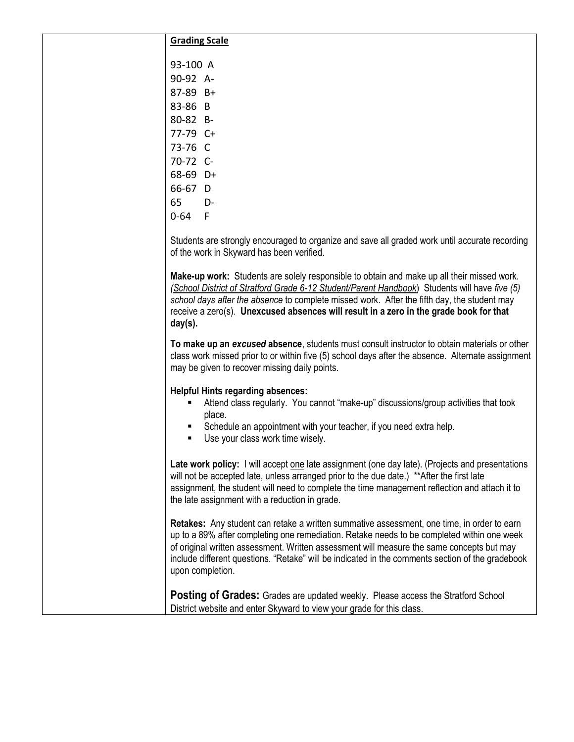**Grading Scale**

93-100 A
90-92 A-
87-89 B+
83-86 B
80-82 B-
77-79 C+
73-76 C
70-72 C-
68-69 D+
66-67 D
65 D-
0-64 F

Students are strongly encouraged to organize and save all graded work until accurate recording of the work in Skyward has been verified.

**Make-up work:** Students are solely responsible to obtain and make up all their missed work. *(School District of Stratford Grade 6-12 Student/Parent Handbook)* Students will have *five (5) school days after the absence* to complete missed work. After the fifth day, the student may receive a zero(s). **Unexcused absences will result in a zero in the grade book for that day(s).**

**To make up an *excused* absence**, students must consult instructor to obtain materials or other class work missed prior to or within five (5) school days after the absence. Alternate assignment may be given to recover missing daily points.

**Helpful Hints regarding absences:**

- Attend class regularly. You cannot "make-up" discussions/group activities that took place.
- Schedule an appointment with your teacher, if you need extra help.
- Use your class work time wisely.

**Late work policy:** I will accept one late assignment (one day late). (Projects and presentations will not be accepted late, unless arranged prior to the due date.) **After the first late assignment, the student will need to complete the time management reflection and attach it to the late assignment with a reduction in grade.

**Retakes:** Any student can retake a written summative assessment, one time, in order to earn up to a 89% after completing one remediation. Retake needs to be completed within one week of original written assessment. Written assessment will measure the same concepts but may include different questions. "Retake" will be indicated in the comments section of the gradebook upon completion.

**Posting of Grades:** Grades are updated weekly. Please access the Stratford School District website and enter Skyward to view your grade for this class.